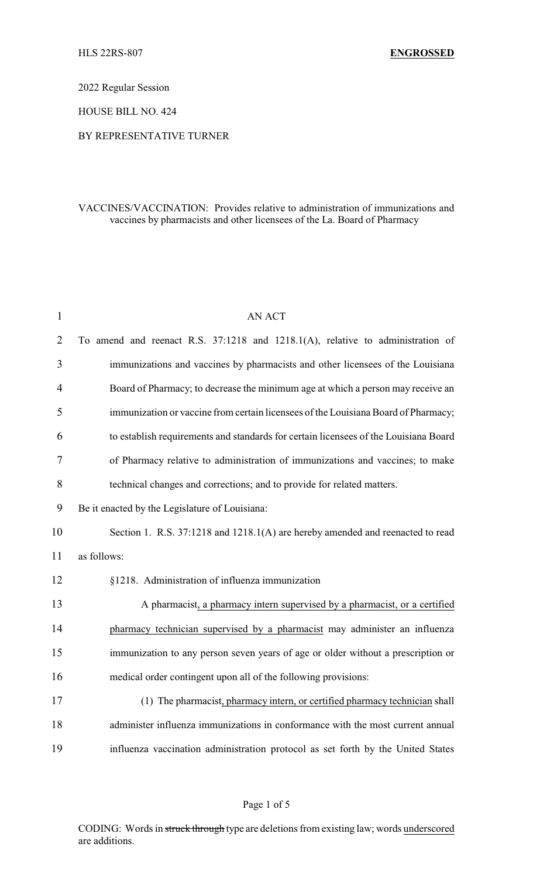HLS 22RS-807 **ENGROSSED**

2022 Regular Session

HOUSE BILL NO. 424

BY REPRESENTATIVE TURNER

VACCINES/VACCINATION: Provides relative to administration of immunizations and vaccines by pharmacists and other licensees of the La. Board of Pharmacy

AN ACT

To amend and reenact R.S. 37:1218 and 1218.1(A), relative to administration of immunizations and vaccines by pharmacists and other licensees of the Louisiana Board of Pharmacy; to decrease the minimum age at which a person may receive an immunization or vaccine from certain licensees of the Louisiana Board of Pharmacy; to establish requirements and standards for certain licensees of the Louisiana Board of Pharmacy relative to administration of immunizations and vaccines; to make technical changes and corrections; and to provide for related matters.

Be it enacted by the Legislature of Louisiana:

Section 1. R.S. 37:1218 and 1218.1(A) are hereby amended and reenacted to read as follows:

§1218. Administration of influenza immunization

A pharmacist, a pharmacy intern supervised by a pharmacist, or a certified pharmacy technician supervised by a pharmacist may administer an influenza immunization to any person seven years of age or older without a prescription or medical order contingent upon all of the following provisions:

(1) The pharmacist, pharmacy intern, or certified pharmacy technician shall administer influenza immunizations in conformance with the most current annual influenza vaccination administration protocol as set forth by the United States

CODING: Words in ~~struck through~~ type are deletions from existing law; words underscored are additions.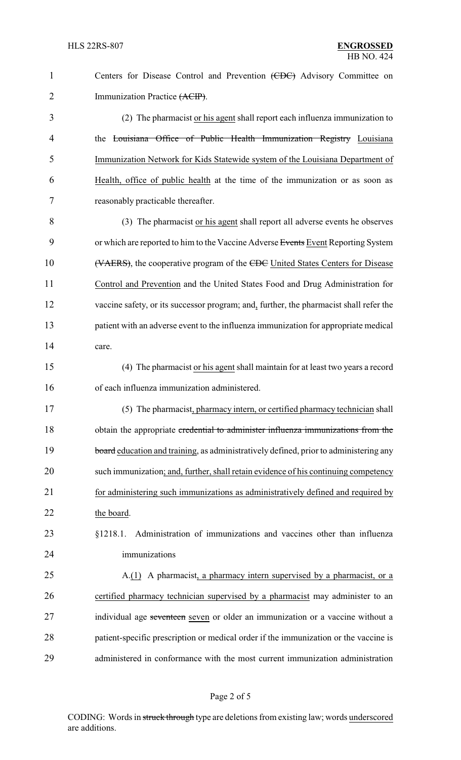Centers for Disease Control and Prevention ~~(CDC)~~ Advisory Committee on Immunization Practice ~~(ACIP)~~.

(2) The pharmacist <u>or his agent</u> shall report each influenza immunization to the ~~Louisiana Office of Public Health Immunization Registry~~ <u>Louisiana Immunization Network for Kids Statewide system of the Louisiana Department of Health, office of public health</u> at the time of the immunization or as soon as reasonably practicable thereafter.

(3) The pharmacist <u>or his agent</u> shall report all adverse events he observes or which are reported to him to the Vaccine Adverse ~~Events~~ <u>Event</u> Reporting System ~~(VAERS)~~, the cooperative program of the ~~CDC~~ <u>United States Centers for Disease Control and Prevention</u> and the United States Food and Drug Administration for vaccine safety, or its successor program; and<u>,</u> further, the pharmacist shall refer the patient with an adverse event to the influenza immunization for appropriate medical care.

(4) The pharmacist <u>or his agent</u> shall maintain for at least two years a record of each influenza immunization administered.

(5) The pharmacist<u>, pharmacy intern, or certified pharmacy technician</u> shall obtain the appropriate ~~credential to administer influenza immunizations from the board~~ <u>education and training</u>, as administratively defined, prior to administering any such immunization<u>; and, further, shall retain evidence of his continuing competency for administering such immunizations as administratively defined and required by the board</u>.

§1218.1. Administration of immunizations and vaccines other than influenza immunizations

A.<u>(1)</u> A pharmacist<u>, a pharmacy intern supervised by a pharmacist, or a certified pharmacy technician supervised by a pharmacist</u> may administer to an individual age ~~seventeen~~ <u>seven</u> or older an immunization or a vaccine without a patient-specific prescription or medical order if the immunization or the vaccine is administered in conformance with the most current immunization administration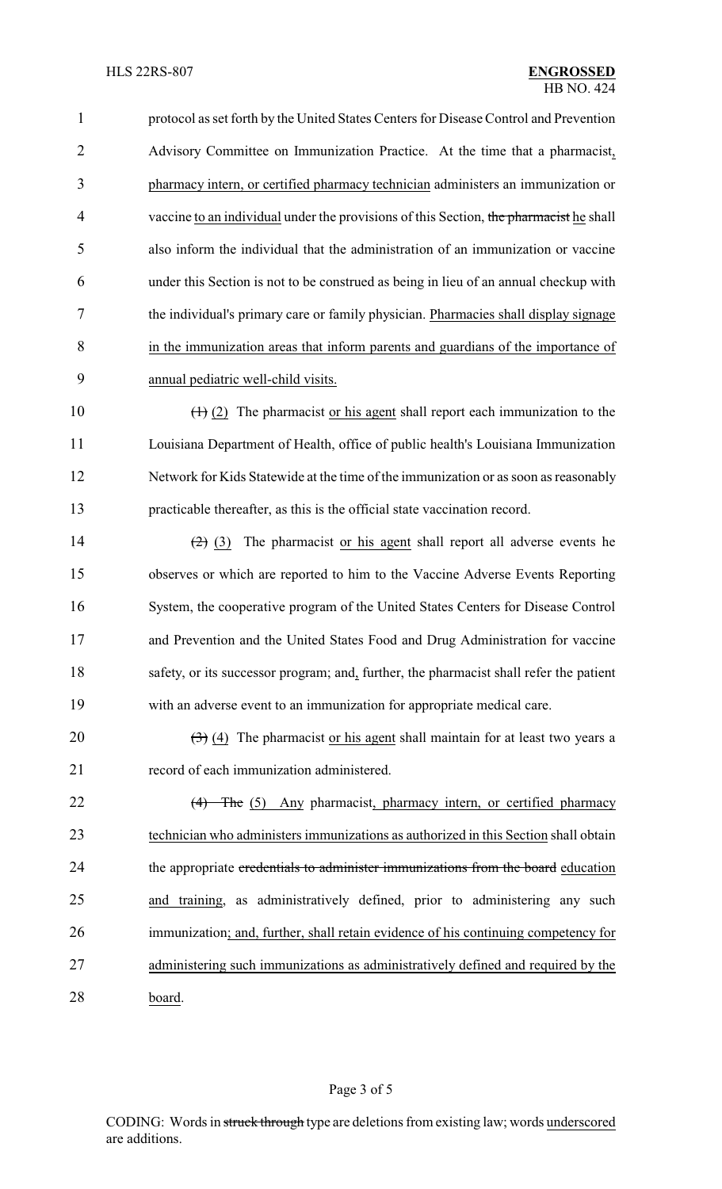protocol as set forth by the United States Centers for Disease Control and Prevention Advisory Committee on Immunization Practice. At the time that a pharmacist, pharmacy intern, or certified pharmacy technician administers an immunization or vaccine to an individual under the provisions of this Section, ~~the pharmacist~~ he shall also inform the individual that the administration of an immunization or vaccine under this Section is not to be construed as being in lieu of an annual checkup with the individual's primary care or family physician. Pharmacies shall display signage in the immunization areas that inform parents and guardians of the importance of annual pediatric well-child visits.

~~(1)~~ (2) The pharmacist or his agent shall report each immunization to the Louisiana Department of Health, office of public health's Louisiana Immunization Network for Kids Statewide at the time of the immunization or as soon as reasonably practicable thereafter, as this is the official state vaccination record.

~~(2)~~ (3) The pharmacist or his agent shall report all adverse events he observes or which are reported to him to the Vaccine Adverse Events Reporting System, the cooperative program of the United States Centers for Disease Control and Prevention and the United States Food and Drug Administration for vaccine safety, or its successor program; and, further, the pharmacist shall refer the patient with an adverse event to an immunization for appropriate medical care.

~~(3)~~ (4) The pharmacist or his agent shall maintain for at least two years a record of each immunization administered.

~~(4) The~~ (5) Any pharmacist, pharmacy intern, or certified pharmacy technician who administers immunizations as authorized in this Section shall obtain the appropriate ~~credentials to administer immunizations from the board~~ education and training, as administratively defined, prior to administering any such immunization; and, further, shall retain evidence of his continuing competency for administering such immunizations as administratively defined and required by the board.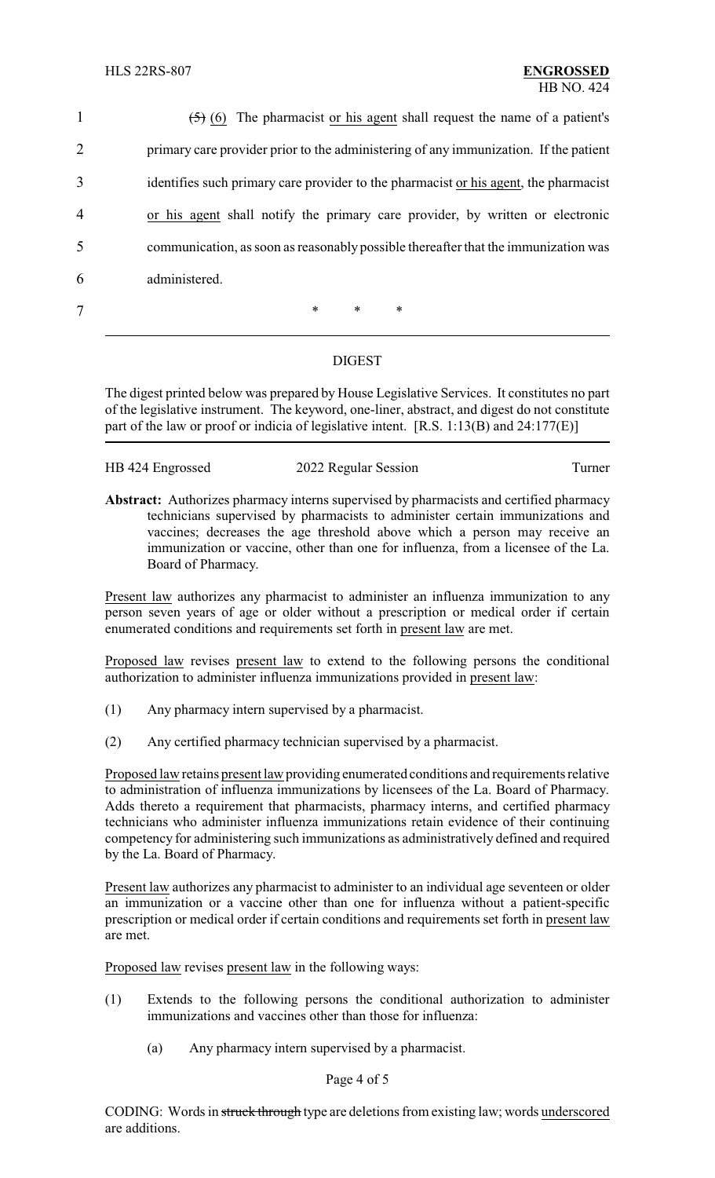~~(5)~~ (6) The pharmacist or his agent shall request the name of a patient's primary care provider prior to the administering of any immunization. If the patient identifies such primary care provider to the pharmacist or his agent, the pharmacist or his agent shall notify the primary care provider, by written or electronic communication, as soon as reasonably possible thereafter that the immunization was administered.

\* \* \*

## DIGEST

The digest printed below was prepared by House Legislative Services. It constitutes no part of the legislative instrument. The keyword, one-liner, abstract, and digest do not constitute part of the law or proof or indicia of legislative intent. [R.S. 1:13(B) and 24:177(E)]

HB 424 Engrossed — 2022 Regular Session — Turner

**Abstract:** Authorizes pharmacy interns supervised by pharmacists and certified pharmacy technicians supervised by pharmacists to administer certain immunizations and vaccines; decreases the age threshold above which a person may receive an immunization or vaccine, other than one for influenza, from a licensee of the La. Board of Pharmacy.

Present law authorizes any pharmacist to administer an influenza immunization to any person seven years of age or older without a prescription or medical order if certain enumerated conditions and requirements set forth in present law are met.

Proposed law revises present law to extend to the following persons the conditional authorization to administer influenza immunizations provided in present law:

(1) Any pharmacy intern supervised by a pharmacist.

(2) Any certified pharmacy technician supervised by a pharmacist.

Proposed law retains present law providing enumerated conditions and requirements relative to administration of influenza immunizations by licensees of the La. Board of Pharmacy. Adds thereto a requirement that pharmacists, pharmacy interns, and certified pharmacy technicians who administer influenza immunizations retain evidence of their continuing competency for administering such immunizations as administratively defined and required by the La. Board of Pharmacy.

Present law authorizes any pharmacist to administer to an individual age seventeen or older an immunization or a vaccine other than one for influenza without a patient-specific prescription or medical order if certain conditions and requirements set forth in present law are met.

Proposed law revises present law in the following ways:

(1) Extends to the following persons the conditional authorization to administer immunizations and vaccines other than those for influenza:

(a) Any pharmacy intern supervised by a pharmacist.

CODING: Words in ~~struck through~~ type are deletions from existing law; words underscored are additions.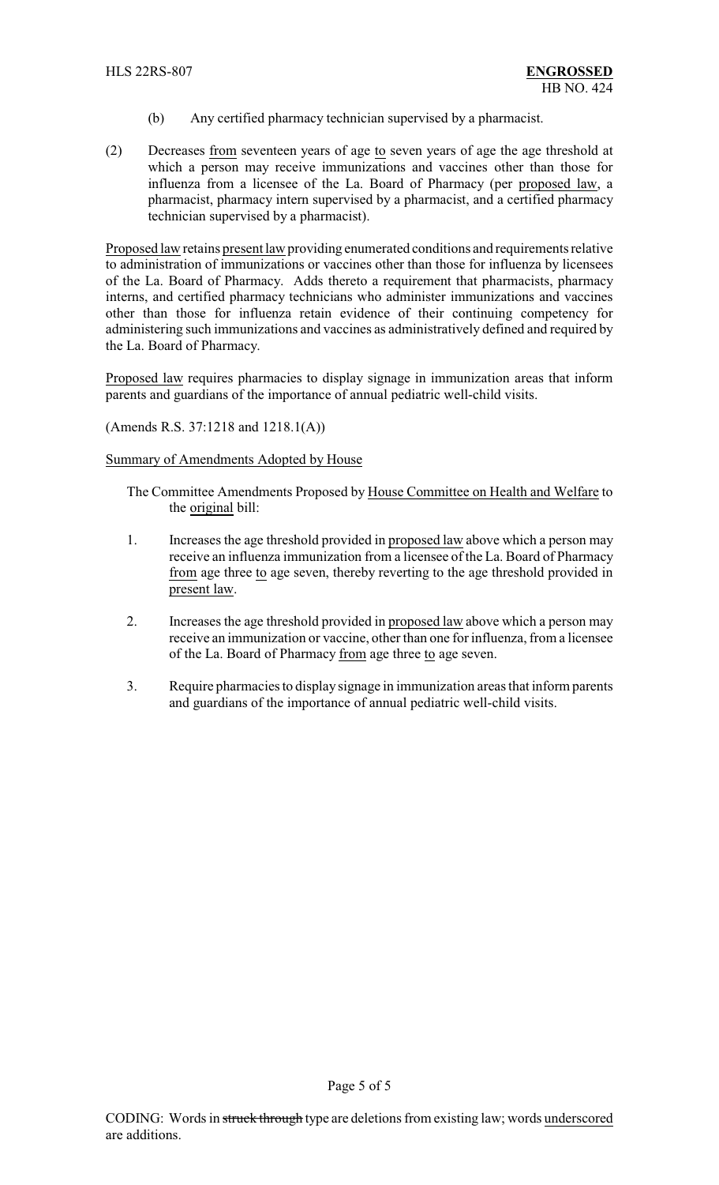(b) Any certified pharmacy technician supervised by a pharmacist.

(2) Decreases from seventeen years of age to seven years of age the age threshold at which a person may receive immunizations and vaccines other than those for influenza from a licensee of the La. Board of Pharmacy (per proposed law, a pharmacist, pharmacy intern supervised by a pharmacist, and a certified pharmacy technician supervised by a pharmacist).

Proposed law retains present law providing enumerated conditions and requirements relative to administration of immunizations or vaccines other than those for influenza by licensees of the La. Board of Pharmacy. Adds thereto a requirement that pharmacists, pharmacy interns, and certified pharmacy technicians who administer immunizations and vaccines other than those for influenza retain evidence of their continuing competency for administering such immunizations and vaccines as administratively defined and required by the La. Board of Pharmacy.

Proposed law requires pharmacies to display signage in immunization areas that inform parents and guardians of the importance of annual pediatric well-child visits.

(Amends R.S. 37:1218 and 1218.1(A))

Summary of Amendments Adopted by House

The Committee Amendments Proposed by House Committee on Health and Welfare to the original bill:

1. Increases the age threshold provided in proposed law above which a person may receive an influenza immunization from a licensee of the La. Board of Pharmacy from age three to age seven, thereby reverting to the age threshold provided in present law.

2. Increases the age threshold provided in proposed law above which a person may receive an immunization or vaccine, other than one for influenza, from a licensee of the La. Board of Pharmacy from age three to age seven.

3. Require pharmacies to display signage in immunization areas that inform parents and guardians of the importance of annual pediatric well-child visits.

CODING: Words in struck through type are deletions from existing law; words underscored are additions.